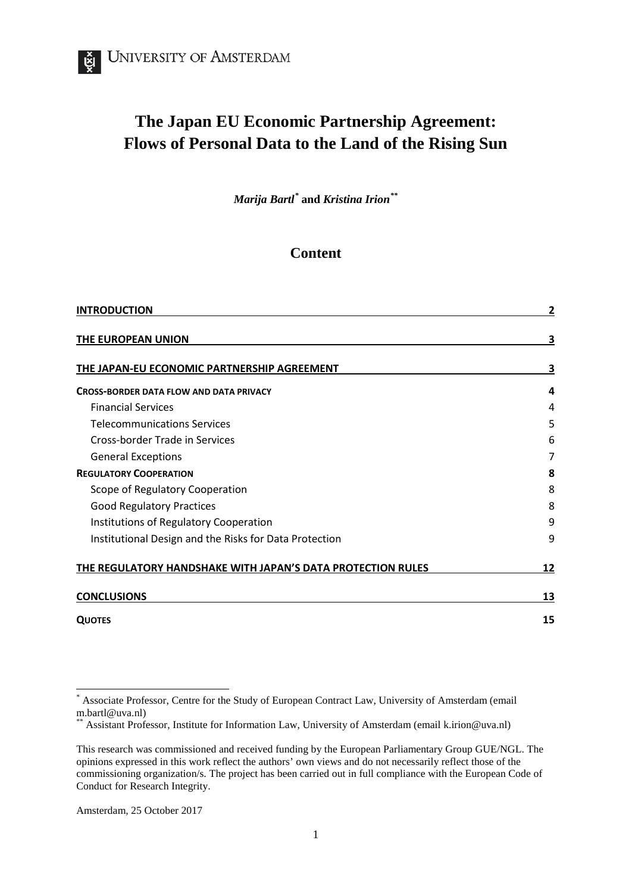UNIVERSITY OF AMSTERDAM

# The Japan EU Economic Partnership Agreement: Flows of Personal Data to the Land of the Rising Sun

***Marija Bartl*[\*] and *Kristina Irion*[\*\*]**

## Content

| | |
|---|---|
| **INTRODUCTION** | **2** |
| **THE EUROPEAN UNION** | **3** |
| **THE JAPAN-EU ECONOMIC PARTNERSHIP AGREEMENT** | **3** |
| **CROSS-BORDER DATA FLOW AND DATA PRIVACY** | **4** |
| Financial Services | 4 |
| Telecommunications Services | 5 |
| Cross-border Trade in Services | 6 |
| General Exceptions | 7 |
| **REGULATORY COOPERATION** | **8** |
| Scope of Regulatory Cooperation | 8 |
| Good Regulatory Practices | 8 |
| Institutions of Regulatory Cooperation | 9 |
| Institutional Design and the Risks for Data Protection | 9 |
| **THE REGULATORY HANDSHAKE WITH JAPAN'S DATA PROTECTION RULES** | **12** |
| **CONCLUSIONS** | **13** |
| **QUOTES** | **15** |

[\*] Associate Professor, Centre for the Study of European Contract Law, University of Amsterdam (email m.bartl@uva.nl)

[\*\*] Assistant Professor, Institute for Information Law, University of Amsterdam (email k.irion@uva.nl)

This research was commissioned and received funding by the European Parliamentary Group GUE/NGL. The opinions expressed in this work reflect the authors' own views and do not necessarily reflect those of the commissioning organization/s. The project has been carried out in full compliance with the European Code of Conduct for Research Integrity.

Amsterdam, 25 October 2017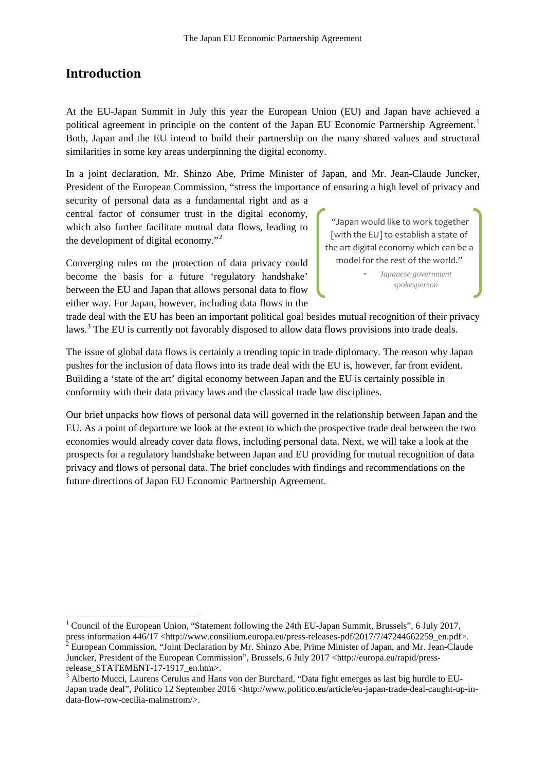## Introduction

At the EU-Japan Summit in July this year the European Union (EU) and Japan have achieved a political agreement in principle on the content of the Japan EU Economic Partnership Agreement.[1] Both, Japan and the EU intend to build their partnership on the many shared values and structural similarities in some key areas underpinning the digital economy.

In a joint declaration, Mr. Shinzo Abe, Prime Minister of Japan, and Mr. Jean-Claude Juncker, President of the European Commission, "stress the importance of ensuring a high level of privacy and security of personal data as a fundamental right and as a central factor of consumer trust in the digital economy, which also further facilitate mutual data flows, leading to the development of digital economy."[2]

> "Japan would like to work together [with the EU] to establish a state of the art digital economy which can be a model for the rest of the world."
>
> - *Japanese government spokesperson*

Converging rules on the protection of data privacy could become the basis for a future 'regulatory handshake' between the EU and Japan that allows personal data to flow either way. For Japan, however, including data flows in the trade deal with the EU has been an important political goal besides mutual recognition of their privacy laws.[3] The EU is currently not favorably disposed to allow data flows provisions into trade deals.

The issue of global data flows is certainly a trending topic in trade diplomacy. The reason why Japan pushes for the inclusion of data flows into its trade deal with the EU is, however, far from evident. Building a 'state of the art' digital economy between Japan and the EU is certainly possible in conformity with their data privacy laws and the classical trade law disciplines.

Our brief unpacks how flows of personal data will governed in the relationship between Japan and the EU. As a point of departure we look at the extent to which the prospective trade deal between the two economies would already cover data flows, including personal data. Next, we will take a look at the prospects for a regulatory handshake between Japan and EU providing for mutual recognition of data privacy and flows of personal data. The brief concludes with findings and recommendations on the future directions of Japan EU Economic Partnership Agreement.

[1] Council of the European Union, "Statement following the 24th EU-Japan Summit, Brussels", 6 July 2017, press information 446/17 <http://www.consilium.europa.eu/press-releases-pdf/2017/7/47244662259_en.pdf>.

[2] European Commission, "Joint Declaration by Mr. Shinzo Abe, Prime Minister of Japan, and Mr. Jean-Claude Juncker, President of the European Commission", Brussels, 6 July 2017 <http://europa.eu/rapid/press-release_STATEMENT-17-1917_en.htm>.

[3] Alberto Mucci, Laurens Cerulus and Hans von der Burchard, "Data fight emerges as last big hurdle to EU-Japan trade deal", Politico 12 September 2016 <http://www.politico.eu/article/eu-japan-trade-deal-caught-up-in-data-flow-row-cecilia-malmstrom/>.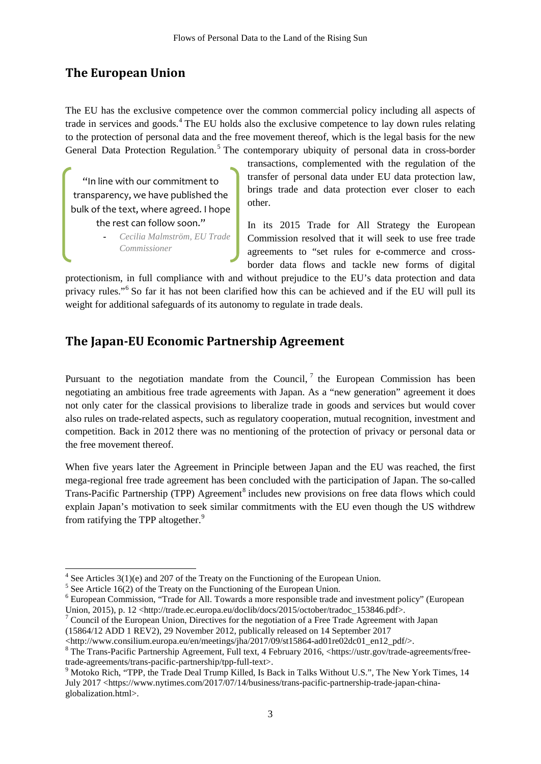## The European Union

The EU has the exclusive competence over the common commercial policy including all aspects of trade in services and goods.[4] The EU holds also the exclusive competence to lay down rules relating to the protection of personal data and the free movement thereof, which is the legal basis for the new General Data Protection Regulation.[5] The contemporary ubiquity of personal data in cross-border transactions, complemented with the regulation of the transfer of personal data under EU data protection law, brings trade and data protection ever closer to each other.

> "In line with our commitment to transparency, we have published the bulk of the text, where agreed. I hope the rest can follow soon."
>
> - *Cecilia Malmström, EU Trade Commissioner*

In its 2015 Trade for All Strategy the European Commission resolved that it will seek to use free trade agreements to "set rules for e-commerce and cross-border data flows and tackle new forms of digital protectionism, in full compliance with and without prejudice to the EU's data protection and data privacy rules."[6] So far it has not been clarified how this can be achieved and if the EU will pull its weight for additional safeguards of its autonomy to regulate in trade deals.

## The Japan-EU Economic Partnership Agreement

Pursuant to the negotiation mandate from the Council,[7] the European Commission has been negotiating an ambitious free trade agreements with Japan. As a "new generation" agreement it does not only cater for the classical provisions to liberalize trade in goods and services but would cover also rules on trade-related aspects, such as regulatory cooperation, mutual recognition, investment and competition. Back in 2012 there was no mentioning of the protection of privacy or personal data or the free movement thereof.

When five years later the Agreement in Principle between Japan and the EU was reached, the first mega-regional free trade agreement has been concluded with the participation of Japan. The so-called Trans-Pacific Partnership (TPP) Agreement[8] includes new provisions on free data flows which could explain Japan's motivation to seek similar commitments with the EU even though the US withdrew from ratifying the TPP altogether.[9]

---

[4] See Articles 3(1)(e) and 207 of the Treaty on the Functioning of the European Union.

[5] See Article 16(2) of the Treaty on the Functioning of the European Union.

[6] European Commission, "Trade for All. Towards a more responsible trade and investment policy" (European Union, 2015), p. 12 <http://trade.ec.europa.eu/doclib/docs/2015/october/tradoc_153846.pdf>.

[7] Council of the European Union, Directives for the negotiation of a Free Trade Agreement with Japan (15864/12 ADD 1 REV2), 29 November 2012, publically released on 14 September 2017 <http://www.consilium.europa.eu/en/meetings/jha/2017/09/st15864-ad01re02dc01_en12_pdf/>.

[8] The Trans-Pacific Partnership Agreement, Full text, 4 February 2016, <https://ustr.gov/trade-agreements/free-trade-agreements/trans-pacific-partnership/tpp-full-text>.

[9] Motoko Rich, "TPP, the Trade Deal Trump Killed, Is Back in Talks Without U.S.", The New York Times, 14 July 2017 <https://www.nytimes.com/2017/07/14/business/trans-pacific-partnership-trade-japan-china-globalization.html>.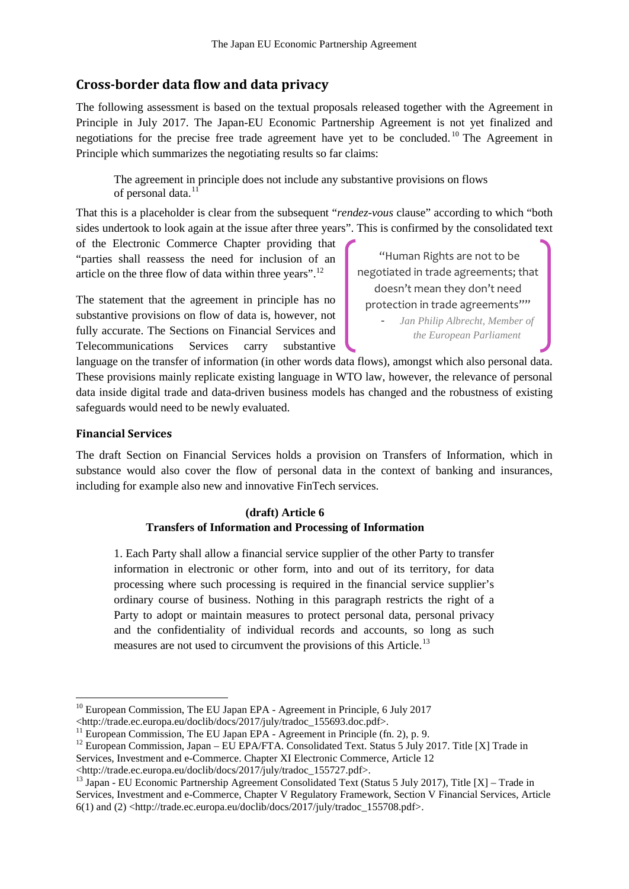## Cross-border data flow and data privacy

The following assessment is based on the textual proposals released together with the Agreement in Principle in July 2017. The Japan-EU Economic Partnership Agreement is not yet finalized and negotiations for the precise free trade agreement have yet to be concluded.[10] The Agreement in Principle which summarizes the negotiating results so far claims:

> The agreement in principle does not include any substantive provisions on flows of personal data.[11]

That this is a placeholder is clear from the subsequent "*rendez-vous* clause" according to which "both sides undertook to look again at the issue after three years". This is confirmed by the consolidated text of the Electronic Commerce Chapter providing that "parties shall reassess the need for inclusion of an article on the three flow of data within three years".[12]

The statement that the agreement in principle has no substantive provisions on flow of data is, however, not fully accurate. The Sections on Financial Services and Telecommunications Services carry substantive language on the transfer of information (in other words data flows), amongst which also personal data. These provisions mainly replicate existing language in WTO law, however, the relevance of personal data inside digital trade and data-driven business models has changed and the robustness of existing safeguards would need to be newly evaluated.

> "Human Rights are not to be negotiated in trade agreements; that doesn't mean they don't need protection in trade agreements""
>
> - *Jan Philip Albrecht, Member of the European Parliament*

### Financial Services

The draft Section on Financial Services holds a provision on Transfers of Information, which in substance would also cover the flow of personal data in the context of banking and insurances, including for example also new and innovative FinTech services.

**(draft) Article 6**
**Transfers of Information and Processing of Information**

> 1. Each Party shall allow a financial service supplier of the other Party to transfer information in electronic or other form, into and out of its territory, for data processing where such processing is required in the financial service supplier's ordinary course of business. Nothing in this paragraph restricts the right of a Party to adopt or maintain measures to protect personal data, personal privacy and the confidentiality of individual records and accounts, so long as such measures are not used to circumvent the provisions of this Article.[13]

---

[10] European Commission, The EU Japan EPA - Agreement in Principle, 6 July 2017 <http://trade.ec.europa.eu/doclib/docs/2017/july/tradoc_155693.doc.pdf>.

[11] European Commission, The EU Japan EPA - Agreement in Principle (fn. 2), p. 9.

[12] European Commission, Japan – EU EPA/FTA. Consolidated Text. Status 5 July 2017. Title [X] Trade in Services, Investment and e-Commerce. Chapter XI Electronic Commerce, Article 12 <http://trade.ec.europa.eu/doclib/docs/2017/july/tradoc_155727.pdf>.

[13] Japan - EU Economic Partnership Agreement Consolidated Text (Status 5 July 2017), Title [X] – Trade in Services, Investment and e-Commerce, Chapter V Regulatory Framework, Section V Financial Services, Article 6(1) and (2) <http://trade.ec.europa.eu/doclib/docs/2017/july/tradoc_155708.pdf>.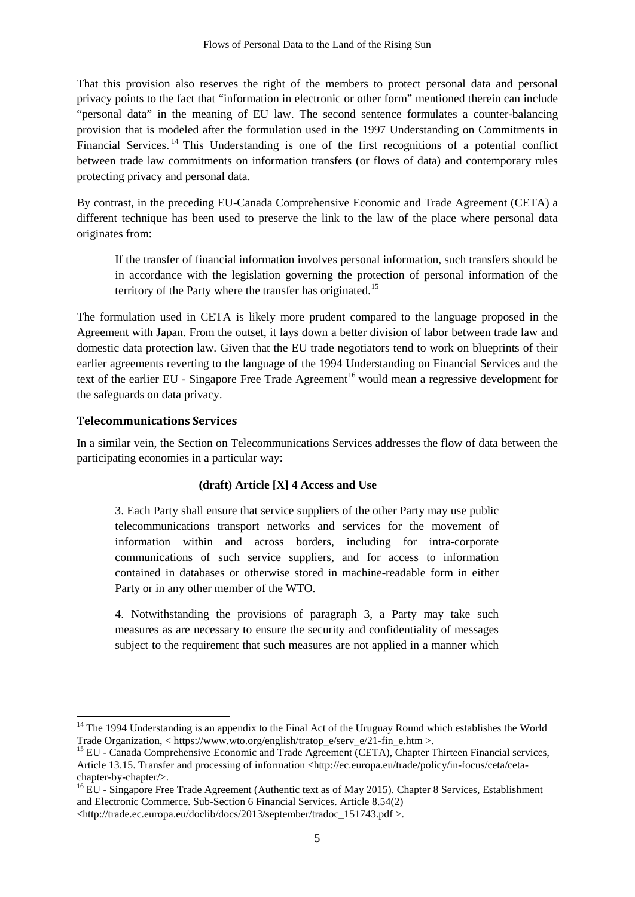That this provision also reserves the right of the members to protect personal data and personal privacy points to the fact that "information in electronic or other form" mentioned therein can include "personal data" in the meaning of EU law. The second sentence formulates a counter-balancing provision that is modeled after the formulation used in the 1997 Understanding on Commitments in Financial Services.[14] This Understanding is one of the first recognitions of a potential conflict between trade law commitments on information transfers (or flows of data) and contemporary rules protecting privacy and personal data.

By contrast, in the preceding EU-Canada Comprehensive Economic and Trade Agreement (CETA) a different technique has been used to preserve the link to the law of the place where personal data originates from:

> If the transfer of financial information involves personal information, such transfers should be in accordance with the legislation governing the protection of personal information of the territory of the Party where the transfer has originated.[15]

The formulation used in CETA is likely more prudent compared to the language proposed in the Agreement with Japan. From the outset, it lays down a better division of labor between trade law and domestic data protection law. Given that the EU trade negotiators tend to work on blueprints of their earlier agreements reverting to the language of the 1994 Understanding on Financial Services and the text of the earlier EU - Singapore Free Trade Agreement[16] would mean a regressive development for the safeguards on data privacy.

### Telecommunications Services

In a similar vein, the Section on Telecommunications Services addresses the flow of data between the participating economies in a particular way:

> **(draft) Article [X] 4 Access and Use**
>
> 3. Each Party shall ensure that service suppliers of the other Party may use public telecommunications transport networks and services for the movement of information within and across borders, including for intra-corporate communications of such service suppliers, and for access to information contained in databases or otherwise stored in machine-readable form in either Party or in any other member of the WTO.
>
> 4. Notwithstanding the provisions of paragraph 3, a Party may take such measures as are necessary to ensure the security and confidentiality of messages subject to the requirement that such measures are not applied in a manner which

---

[14] The 1994 Understanding is an appendix to the Final Act of the Uruguay Round which establishes the World Trade Organization, < https://www.wto.org/english/tratop_e/serv_e/21-fin_e.htm >.

[15] EU - Canada Comprehensive Economic and Trade Agreement (CETA), Chapter Thirteen Financial services, Article 13.15. Transfer and processing of information <http://ec.europa.eu/trade/policy/in-focus/ceta/ceta-chapter-by-chapter/>.

[16] EU - Singapore Free Trade Agreement (Authentic text as of May 2015). Chapter 8 Services, Establishment and Electronic Commerce. Sub-Section 6 Financial Services. Article 8.54(2) <http://trade.ec.europa.eu/doclib/docs/2013/september/tradoc_151743.pdf >.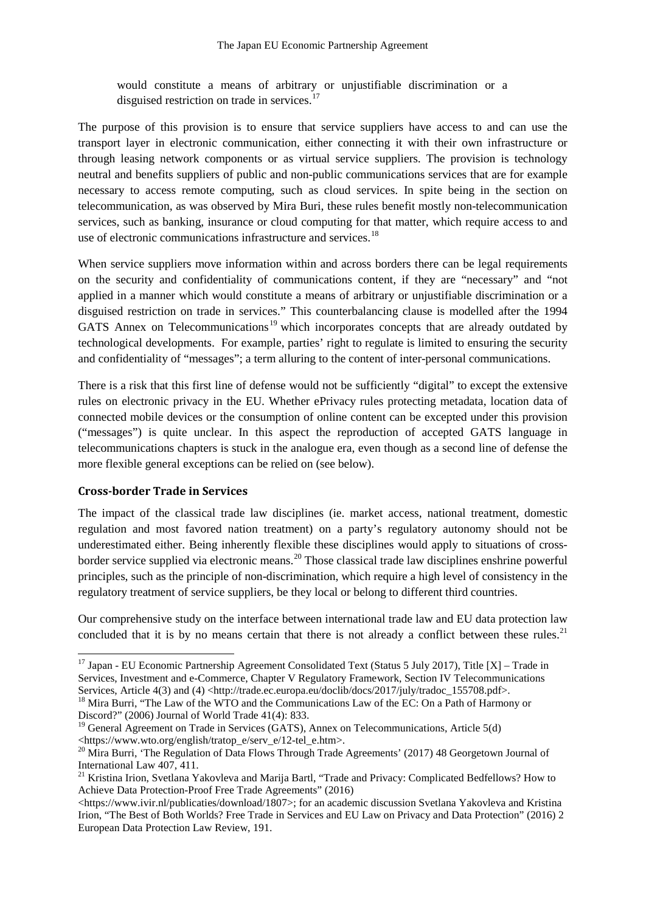> would constitute a means of arbitrary or unjustifiable discrimination or a disguised restriction on trade in services.[17]

The purpose of this provision is to ensure that service suppliers have access to and can use the transport layer in electronic communication, either connecting it with their own infrastructure or through leasing network components or as virtual service suppliers. The provision is technology neutral and benefits suppliers of public and non-public communications services that are for example necessary to access remote computing, such as cloud services. In spite being in the section on telecommunication, as was observed by Mira Buri, these rules benefit mostly non-telecommunication services, such as banking, insurance or cloud computing for that matter, which require access to and use of electronic communications infrastructure and services.[18]

When service suppliers move information within and across borders there can be legal requirements on the security and confidentiality of communications content, if they are "necessary" and "not applied in a manner which would constitute a means of arbitrary or unjustifiable discrimination or a disguised restriction on trade in services." This counterbalancing clause is modelled after the 1994 GATS Annex on Telecommunications[19] which incorporates concepts that are already outdated by technological developments. For example, parties' right to regulate is limited to ensuring the security and confidentiality of "messages"; a term alluring to the content of inter-personal communications.

There is a risk that this first line of defense would not be sufficiently "digital" to except the extensive rules on electronic privacy in the EU. Whether ePrivacy rules protecting metadata, location data of connected mobile devices or the consumption of online content can be excepted under this provision ("messages") is quite unclear. In this aspect the reproduction of accepted GATS language in telecommunications chapters is stuck in the analogue era, even though as a second line of defense the more flexible general exceptions can be relied on (see below).

## Cross-border Trade in Services

The impact of the classical trade law disciplines (ie. market access, national treatment, domestic regulation and most favored nation treatment) on a party's regulatory autonomy should not be underestimated either. Being inherently flexible these disciplines would apply to situations of cross-border service supplied via electronic means.[20] Those classical trade law disciplines enshrine powerful principles, such as the principle of non-discrimination, which require a high level of consistency in the regulatory treatment of service suppliers, be they local or belong to different third countries.

Our comprehensive study on the interface between international trade law and EU data protection law concluded that it is by no means certain that there is not already a conflict between these rules.[21]

---

[17] Japan - EU Economic Partnership Agreement Consolidated Text (Status 5 July 2017), Title [X] – Trade in Services, Investment and e-Commerce, Chapter V Regulatory Framework, Section IV Telecommunications Services, Article 4(3) and (4) <http://trade.ec.europa.eu/doclib/docs/2017/july/tradoc_155708.pdf>.

[18] Mira Burri, "The Law of the WTO and the Communications Law of the EC: On a Path of Harmony or Discord?" (2006) Journal of World Trade 41(4): 833.

[19] General Agreement on Trade in Services (GATS), Annex on Telecommunications, Article 5(d) <https://www.wto.org/english/tratop_e/serv_e/12-tel_e.htm>.

[20] Mira Burri, 'The Regulation of Data Flows Through Trade Agreements' (2017) 48 Georgetown Journal of International Law 407, 411.

[21] Kristina Irion, Svetlana Yakovleva and Marija Bartl, "Trade and Privacy: Complicated Bedfellows? How to Achieve Data Protection-Proof Free Trade Agreements" (2016) <https://www.ivir.nl/publicaties/download/1807>; for an academic discussion Svetlana Yakovleva and Kristina Irion, "The Best of Both Worlds? Free Trade in Services and EU Law on Privacy and Data Protection" (2016) 2 European Data Protection Law Review, 191.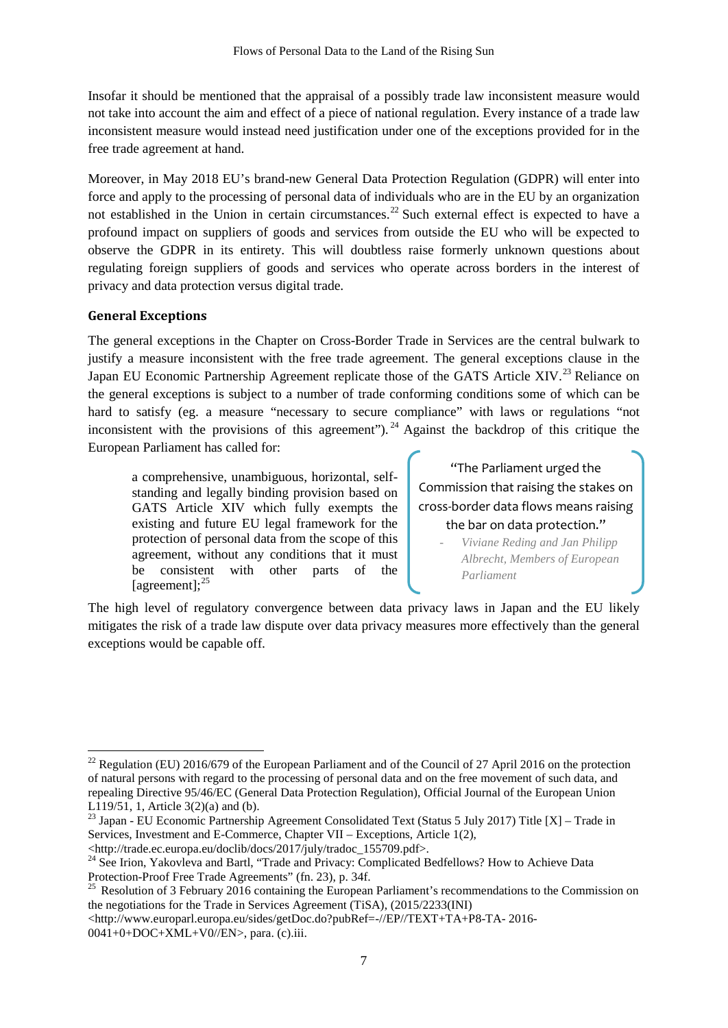Insofar it should be mentioned that the appraisal of a possibly trade law inconsistent measure would not take into account the aim and effect of a piece of national regulation. Every instance of a trade law inconsistent measure would instead need justification under one of the exceptions provided for in the free trade agreement at hand.

Moreover, in May 2018 EU's brand-new General Data Protection Regulation (GDPR) will enter into force and apply to the processing of personal data of individuals who are in the EU by an organization not established in the Union in certain circumstances.[22] Such external effect is expected to have a profound impact on suppliers of goods and services from outside the EU who will be expected to observe the GDPR in its entirety. This will doubtless raise formerly unknown questions about regulating foreign suppliers of goods and services who operate across borders in the interest of privacy and data protection versus digital trade.

### General Exceptions

The general exceptions in the Chapter on Cross-Border Trade in Services are the central bulwark to justify a measure inconsistent with the free trade agreement. The general exceptions clause in the Japan EU Economic Partnership Agreement replicate those of the GATS Article XIV.[23] Reliance on the general exceptions is subject to a number of trade conforming conditions some of which can be hard to satisfy (eg. a measure "necessary to secure compliance" with laws or regulations "not inconsistent with the provisions of this agreement").[24] Against the backdrop of this critique the European Parliament has called for:

> a comprehensive, unambiguous, horizontal, self-standing and legally binding provision based on GATS Article XIV which fully exempts the existing and future EU legal framework for the protection of personal data from the scope of this agreement, without any conditions that it must be consistent with other parts of the [agreement];[25]

> "The Parliament urged the Commission that raising the stakes on cross-border data flows means raising the bar on data protection."
>
> - *Viviane Reding and Jan Philipp Albrecht, Members of European Parliament*

The high level of regulatory convergence between data privacy laws in Japan and the EU likely mitigates the risk of a trade law dispute over data privacy measures more effectively than the general exceptions would be capable off.

---

[22] Regulation (EU) 2016/679 of the European Parliament and of the Council of 27 April 2016 on the protection of natural persons with regard to the processing of personal data and on the free movement of such data, and repealing Directive 95/46/EC (General Data Protection Regulation), Official Journal of the European Union L119/51, 1, Article 3(2)(a) and (b).

[23] Japan - EU Economic Partnership Agreement Consolidated Text (Status 5 July 2017) Title [X] – Trade in Services, Investment and E-Commerce, Chapter VII – Exceptions, Article 1(2), <http://trade.ec.europa.eu/doclib/docs/2017/july/tradoc_155709.pdf>.

[24] See Irion, Yakovleva and Bartl, "Trade and Privacy: Complicated Bedfellows? How to Achieve Data Protection-Proof Free Trade Agreements" (fn. 23), p. 34f.

[25] Resolution of 3 February 2016 containing the European Parliament's recommendations to the Commission on the negotiations for the Trade in Services Agreement (TiSA), (2015/2233(INI) <http://www.europarl.europa.eu/sides/getDoc.do?pubRef=-//EP//TEXT+TA+P8-TA- 2016-0041+0+DOC+XML+V0//EN>, para. (c).iii.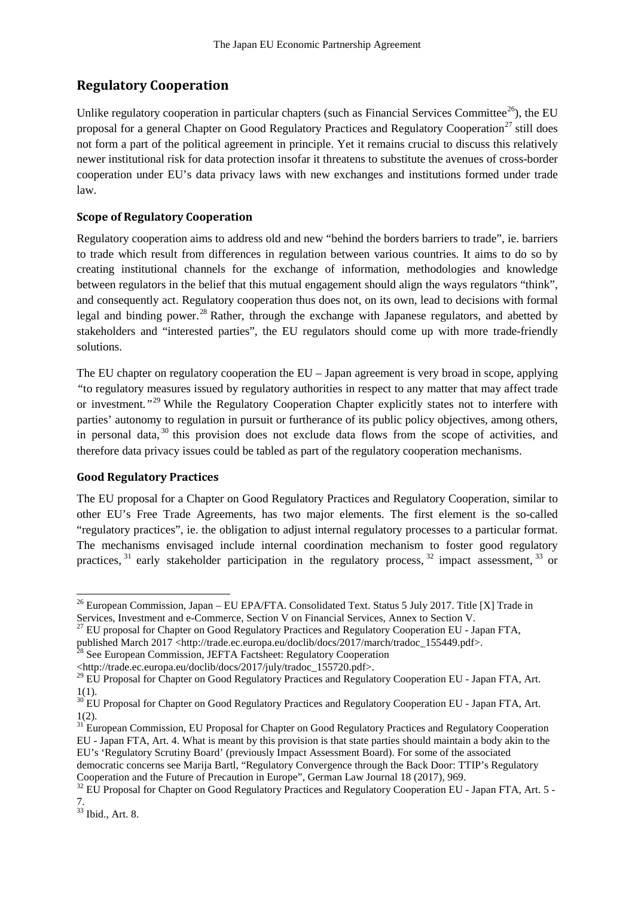## Regulatory Cooperation

Unlike regulatory cooperation in particular chapters (such as Financial Services Committee[26]), the EU proposal for a general Chapter on Good Regulatory Practices and Regulatory Cooperation[27] still does not form a part of the political agreement in principle. Yet it remains crucial to discuss this relatively newer institutional risk for data protection insofar it threatens to substitute the avenues of cross-border cooperation under EU's data privacy laws with new exchanges and institutions formed under trade law.

### Scope of Regulatory Cooperation

Regulatory cooperation aims to address old and new "behind the borders barriers to trade", ie. barriers to trade which result from differences in regulation between various countries. It aims to do so by creating institutional channels for the exchange of information, methodologies and knowledge between regulators in the belief that this mutual engagement should align the ways regulators "think", and consequently act. Regulatory cooperation thus does not, on its own, lead to decisions with formal legal and binding power.[28] Rather, through the exchange with Japanese regulators, and abetted by stakeholders and "interested parties", the EU regulators should come up with more trade-friendly solutions.

The EU chapter on regulatory cooperation the EU – Japan agreement is very broad in scope, applying *"to regulatory measures issued by regulatory authorities in respect to any matter that may affect trade or investment."*[29] While the Regulatory Cooperation Chapter explicitly states not to interfere with parties' autonomy to regulation in pursuit or furtherance of its public policy objectives, among others, in personal data,[30] this provision does not exclude data flows from the scope of activities, and therefore data privacy issues could be tabled as part of the regulatory cooperation mechanisms.

### Good Regulatory Practices

The EU proposal for a Chapter on Good Regulatory Practices and Regulatory Cooperation, similar to other EU's Free Trade Agreements, has two major elements. The first element is the so-called "regulatory practices", ie. the obligation to adjust internal regulatory processes to a particular format. The mechanisms envisaged include internal coordination mechanism to foster good regulatory practices,[31] early stakeholder participation in the regulatory process,[32] impact assessment,[33] or

---

[26] European Commission, Japan – EU EPA/FTA. Consolidated Text. Status 5 July 2017. Title [X] Trade in Services, Investment and e-Commerce, Section V on Financial Services, Annex to Section V.

[27] EU proposal for Chapter on Good Regulatory Practices and Regulatory Cooperation EU - Japan FTA, published March 2017 <http://trade.ec.europa.eu/doclib/docs/2017/march/tradoc_155449.pdf>.

[28] See European Commission, JEFTA Factsheet: Regulatory Cooperation <http://trade.ec.europa.eu/doclib/docs/2017/july/tradoc_155720.pdf>.

[29] EU Proposal for Chapter on Good Regulatory Practices and Regulatory Cooperation EU - Japan FTA, Art. 1(1).

[30] EU Proposal for Chapter on Good Regulatory Practices and Regulatory Cooperation EU - Japan FTA, Art. 1(2).

[31] European Commission, EU Proposal for Chapter on Good Regulatory Practices and Regulatory Cooperation EU - Japan FTA, Art. 4. What is meant by this provision is that state parties should maintain a body akin to the EU's 'Regulatory Scrutiny Board' (previously Impact Assessment Board). For some of the associated democratic concerns see Marija Bartl, "Regulatory Convergence through the Back Door: TTIP's Regulatory Cooperation and the Future of Precaution in Europe", German Law Journal 18 (2017), 969.

[32] EU Proposal for Chapter on Good Regulatory Practices and Regulatory Cooperation EU - Japan FTA, Art. 5 - 7.

[33] Ibid., Art. 8.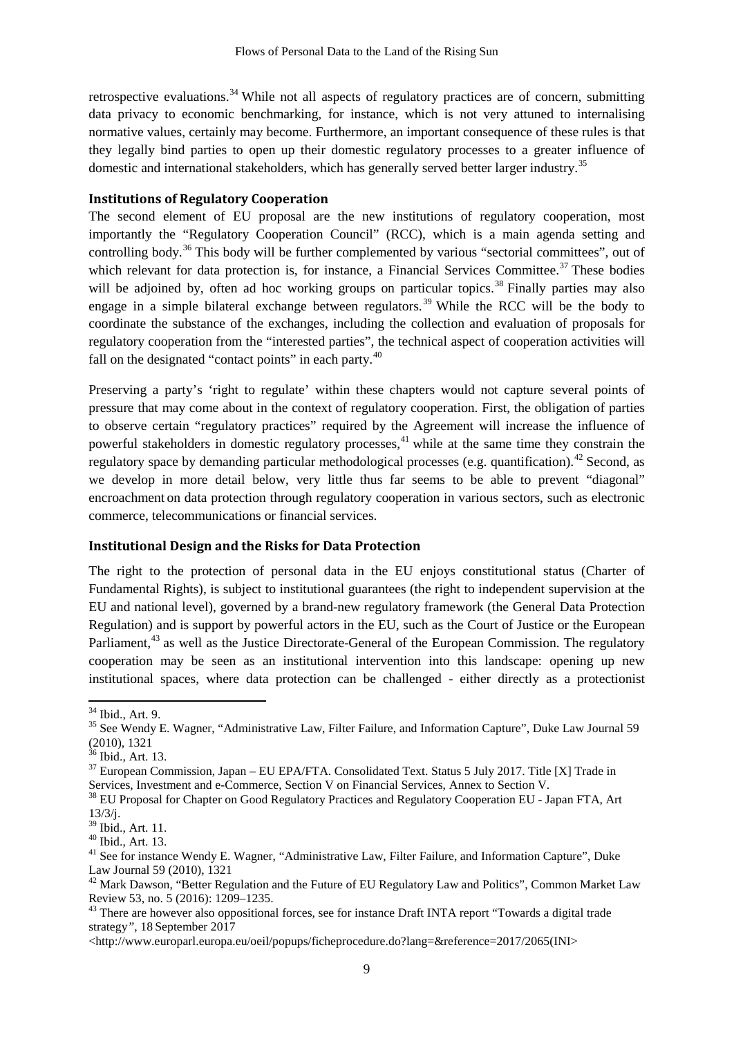retrospective evaluations.[34] While not all aspects of regulatory practices are of concern, submitting data privacy to economic benchmarking, for instance, which is not very attuned to internalising normative values, certainly may become. Furthermore, an important consequence of these rules is that they legally bind parties to open up their domestic regulatory processes to a greater influence of domestic and international stakeholders, which has generally served better larger industry.[35]

### Institutions of Regulatory Cooperation

The second element of EU proposal are the new institutions of regulatory cooperation, most importantly the "Regulatory Cooperation Council" (RCC), which is a main agenda setting and controlling body.[36] This body will be further complemented by various "sectorial committees", out of which relevant for data protection is, for instance, a Financial Services Committee.[37] These bodies will be adjoined by, often ad hoc working groups on particular topics.[38] Finally parties may also engage in a simple bilateral exchange between regulators.[39] While the RCC will be the body to coordinate the substance of the exchanges, including the collection and evaluation of proposals for regulatory cooperation from the "interested parties", the technical aspect of cooperation activities will fall on the designated "contact points" in each party.[40]

Preserving a party's 'right to regulate' within these chapters would not capture several points of pressure that may come about in the context of regulatory cooperation. First, the obligation of parties to observe certain "regulatory practices" required by the Agreement will increase the influence of powerful stakeholders in domestic regulatory processes,[41] while at the same time they constrain the regulatory space by demanding particular methodological processes (e.g. quantification).[42] Second, as we develop in more detail below, very little thus far seems to be able to prevent "diagonal" encroachment on data protection through regulatory cooperation in various sectors, such as electronic commerce, telecommunications or financial services.

### Institutional Design and the Risks for Data Protection

The right to the protection of personal data in the EU enjoys constitutional status (Charter of Fundamental Rights), is subject to institutional guarantees (the right to independent supervision at the EU and national level), governed by a brand-new regulatory framework (the General Data Protection Regulation) and is support by powerful actors in the EU, such as the Court of Justice or the European Parliament,[43] as well as the Justice Directorate-General of the European Commission. The regulatory cooperation may be seen as an institutional intervention into this landscape: opening up new institutional spaces, where data protection can be challenged - either directly as a protectionist

---

[34] Ibid., Art. 9.

[35] See Wendy E. Wagner, "Administrative Law, Filter Failure, and Information Capture", Duke Law Journal 59 (2010), 1321

[36] Ibid., Art. 13.

[37] European Commission, Japan – EU EPA/FTA. Consolidated Text. Status 5 July 2017. Title [X] Trade in Services, Investment and e-Commerce, Section V on Financial Services, Annex to Section V.

[38] EU Proposal for Chapter on Good Regulatory Practices and Regulatory Cooperation EU - Japan FTA, Art 13/3/j.

[39] Ibid., Art. 11.

[40] Ibid., Art. 13.

[41] See for instance Wendy E. Wagner, "Administrative Law, Filter Failure, and Information Capture", Duke Law Journal 59 (2010), 1321

[42] Mark Dawson, "Better Regulation and the Future of EU Regulatory Law and Politics", Common Market Law Review 53, no. 5 (2016): 1209–1235.

[43] There are however also oppositional forces, see for instance Draft INTA report "Towards a digital trade strategy", 18 September 2017 <http://www.europarl.europa.eu/oeil/popups/ficheprocedure.do?lang=&reference=2017/2065(INI>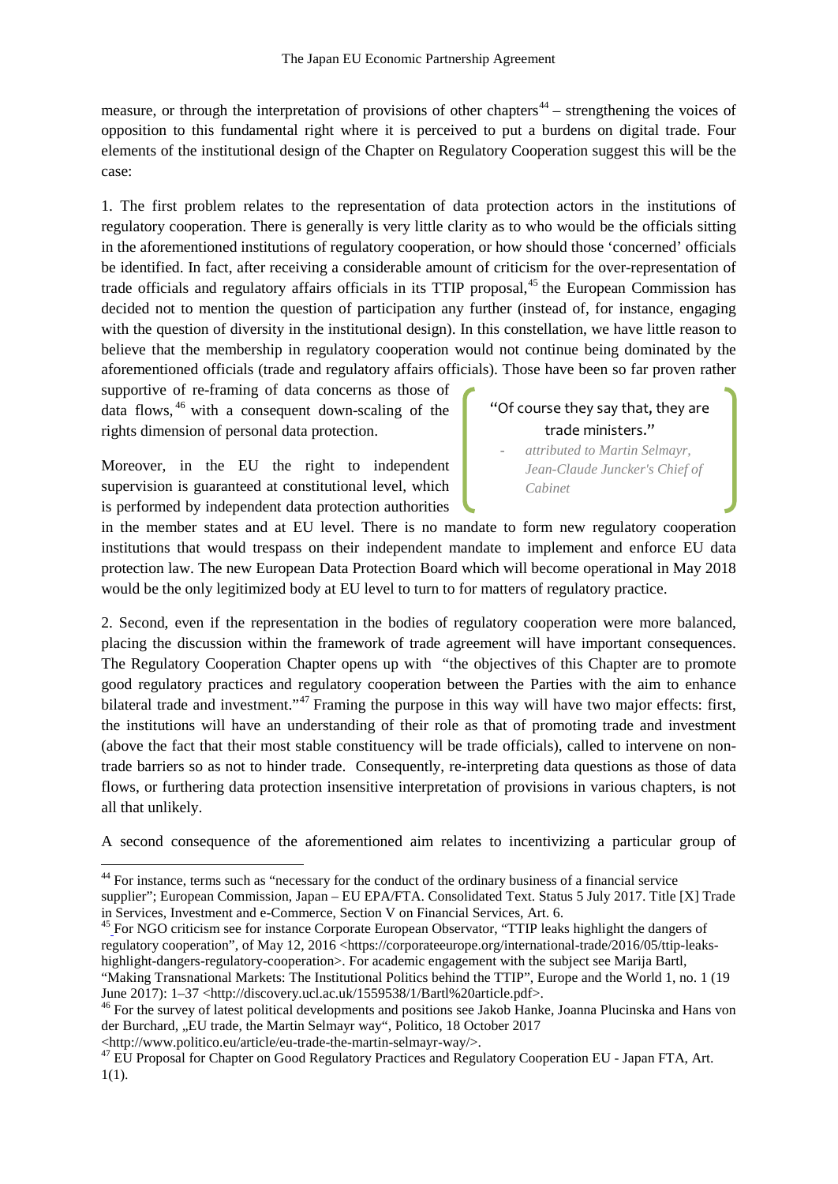measure, or through the interpretation of provisions of other chapters[44] – strengthening the voices of opposition to this fundamental right where it is perceived to put a burdens on digital trade. Four elements of the institutional design of the Chapter on Regulatory Cooperation suggest this will be the case:

1. The first problem relates to the representation of data protection actors in the institutions of regulatory cooperation. There is generally is very little clarity as to who would be the officials sitting in the aforementioned institutions of regulatory cooperation, or how should those 'concerned' officials be identified. In fact, after receiving a considerable amount of criticism for the over-representation of trade officials and regulatory affairs officials in its TTIP proposal,[45] the European Commission has decided not to mention the question of participation any further (instead of, for instance, engaging with the question of diversity in the institutional design). In this constellation, we have little reason to believe that the membership in regulatory cooperation would not continue being dominated by the aforementioned officials (trade and regulatory affairs officials). Those have been so far proven rather supportive of re-framing of data concerns as those of data flows,[46] with a consequent down-scaling of the rights dimension of personal data protection.

> "Of course they say that, they are trade ministers."
>
> - *attributed to Martin Selmayr, Jean-Claude Juncker's Chief of Cabinet*

Moreover, in the EU the right to independent supervision is guaranteed at constitutional level, which is performed by independent data protection authorities in the member states and at EU level. There is no mandate to form new regulatory cooperation institutions that would trespass on their independent mandate to implement and enforce EU data protection law. The new European Data Protection Board which will become operational in May 2018 would be the only legitimized body at EU level to turn to for matters of regulatory practice.

2. Second, even if the representation in the bodies of regulatory cooperation were more balanced, placing the discussion within the framework of trade agreement will have important consequences. The Regulatory Cooperation Chapter opens up with "the objectives of this Chapter are to promote good regulatory practices and regulatory cooperation between the Parties with the aim to enhance bilateral trade and investment."[47] Framing the purpose in this way will have two major effects: first, the institutions will have an understanding of their role as that of promoting trade and investment (above the fact that their most stable constituency will be trade officials), called to intervene on non-trade barriers so as not to hinder trade. Consequently, re-interpreting data questions as those of data flows, or furthering data protection insensitive interpretation of provisions in various chapters, is not all that unlikely.

A second consequence of the aforementioned aim relates to incentivizing a particular group of

---

[44] For instance, terms such as "necessary for the conduct of the ordinary business of a financial service supplier"; European Commission, Japan – EU EPA/FTA. Consolidated Text. Status 5 July 2017. Title [X] Trade in Services, Investment and e-Commerce, Section V on Financial Services, Art. 6.

[45] For NGO criticism see for instance Corporate European Observator, "TTIP leaks highlight the dangers of regulatory cooperation", of May 12, 2016 <https://corporateeurope.org/international-trade/2016/05/ttip-leaks-highlight-dangers-regulatory-cooperation>. For academic engagement with the subject see Marija Bartl, "Making Transnational Markets: The Institutional Politics behind the TTIP", Europe and the World 1, no. 1 (19 June 2017): 1–37 <http://discovery.ucl.ac.uk/1559538/1/Bartl%20article.pdf>.

[46] For the survey of latest political developments and positions see Jakob Hanke, Joanna Plucinska and Hans von der Burchard, „EU trade, the Martin Selmayr way", Politico, 18 October 2017 <http://www.politico.eu/article/eu-trade-the-martin-selmayr-way/>.

[47] EU Proposal for Chapter on Good Regulatory Practices and Regulatory Cooperation EU - Japan FTA, Art. 1(1).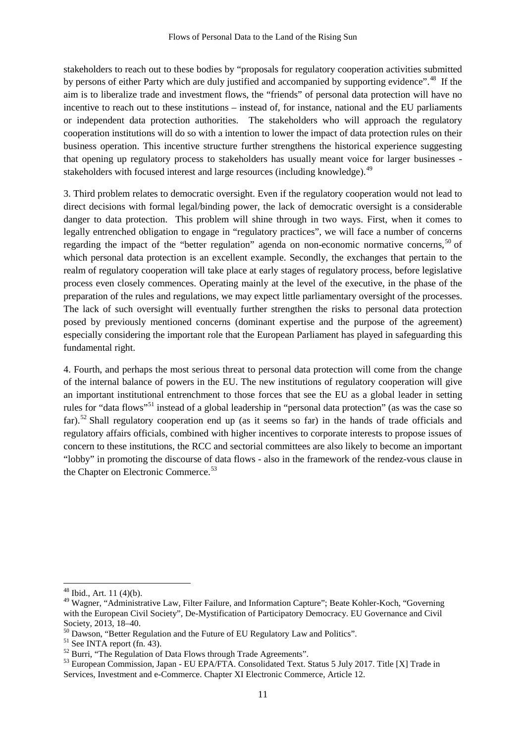stakeholders to reach out to these bodies by "proposals for regulatory cooperation activities submitted by persons of either Party which are duly justified and accompanied by supporting evidence".[48] If the aim is to liberalize trade and investment flows, the "friends" of personal data protection will have no incentive to reach out to these institutions – instead of, for instance, national and the EU parliaments or independent data protection authorities. The stakeholders who will approach the regulatory cooperation institutions will do so with a intention to lower the impact of data protection rules on their business operation. This incentive structure further strengthens the historical experience suggesting that opening up regulatory process to stakeholders has usually meant voice for larger businesses - stakeholders with focused interest and large resources (including knowledge).[49]

3. Third problem relates to democratic oversight. Even if the regulatory cooperation would not lead to direct decisions with formal legal/binding power, the lack of democratic oversight is a considerable danger to data protection. This problem will shine through in two ways. First, when it comes to legally entrenched obligation to engage in "regulatory practices", we will face a number of concerns regarding the impact of the "better regulation" agenda on non-economic normative concerns,[50] of which personal data protection is an excellent example. Secondly, the exchanges that pertain to the realm of regulatory cooperation will take place at early stages of regulatory process, before legislative process even closely commences. Operating mainly at the level of the executive, in the phase of the preparation of the rules and regulations, we may expect little parliamentary oversight of the processes. The lack of such oversight will eventually further strengthen the risks to personal data protection posed by previously mentioned concerns (dominant expertise and the purpose of the agreement) especially considering the important role that the European Parliament has played in safeguarding this fundamental right.

4. Fourth, and perhaps the most serious threat to personal data protection will come from the change of the internal balance of powers in the EU. The new institutions of regulatory cooperation will give an important institutional entrenchment to those forces that see the EU as a global leader in setting rules for "data flows"[51] instead of a global leadership in "personal data protection" (as was the case so far).[52] Shall regulatory cooperation end up (as it seems so far) in the hands of trade officials and regulatory affairs officials, combined with higher incentives to corporate interests to propose issues of concern to these institutions, the RCC and sectorial committees are also likely to become an important "lobby" in promoting the discourse of data flows - also in the framework of the rendez-vous clause in the Chapter on Electronic Commerce.[53]

---

[48] Ibid., Art. 11 (4)(b).

[49] Wagner, "Administrative Law, Filter Failure, and Information Capture"; Beate Kohler-Koch, "Governing with the European Civil Society", De-Mystification of Participatory Democracy. EU Governance and Civil Society, 2013, 18–40.

[50] Dawson, "Better Regulation and the Future of EU Regulatory Law and Politics".

[51] See INTA report (fn. 43).

[52] Burri, "The Regulation of Data Flows through Trade Agreements".

[53] European Commission, Japan - EU EPA/FTA. Consolidated Text. Status 5 July 2017. Title [X] Trade in Services, Investment and e-Commerce. Chapter XI Electronic Commerce, Article 12.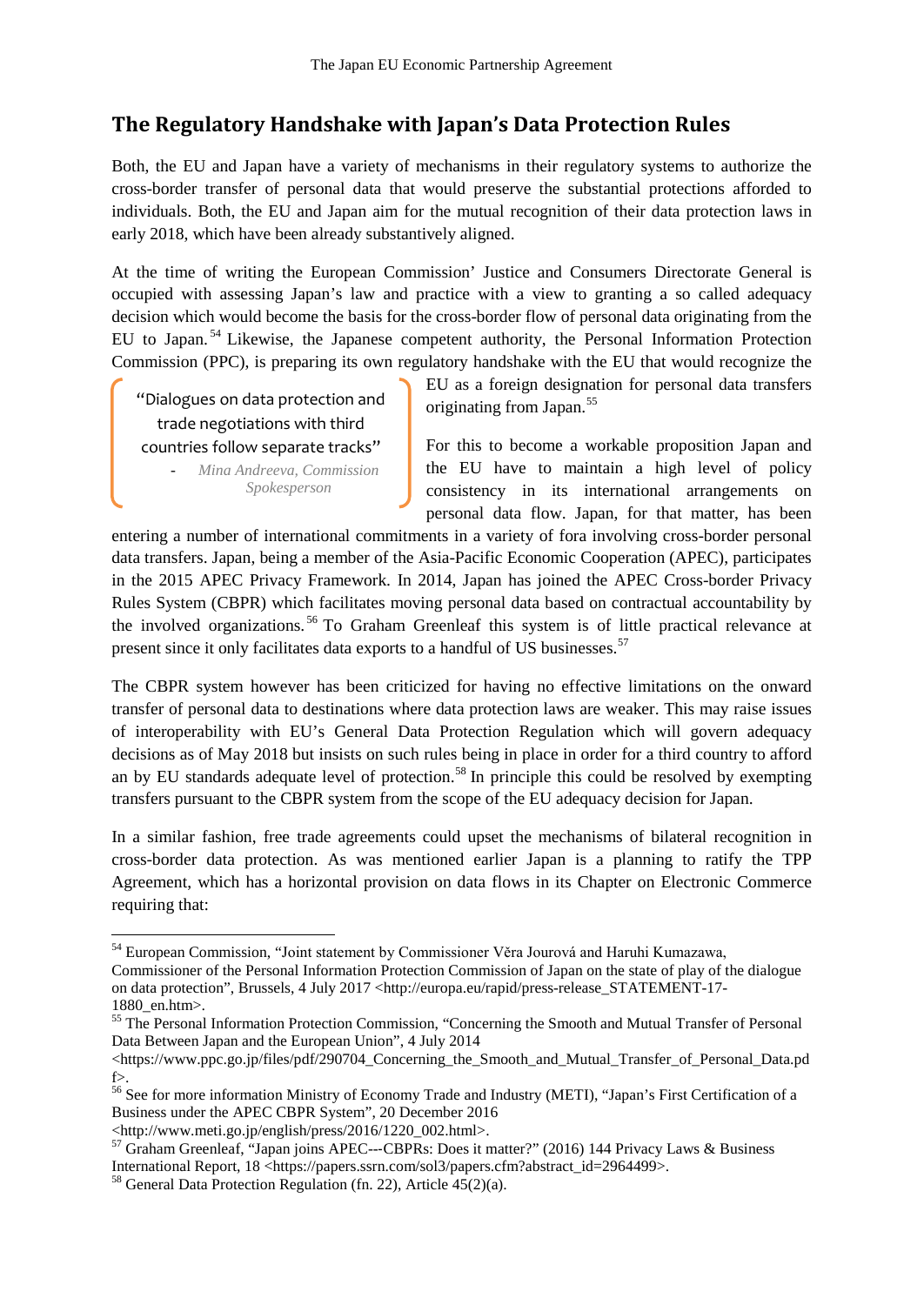## The Regulatory Handshake with Japan's Data Protection Rules

Both, the EU and Japan have a variety of mechanisms in their regulatory systems to authorize the cross-border transfer of personal data that would preserve the substantial protections afforded to individuals. Both, the EU and Japan aim for the mutual recognition of their data protection laws in early 2018, which have been already substantively aligned.

At the time of writing the European Commission' Justice and Consumers Directorate General is occupied with assessing Japan's law and practice with a view to granting a so called adequacy decision which would become the basis for the cross-border flow of personal data originating from the EU to Japan.[54] Likewise, the Japanese competent authority, the Personal Information Protection Commission (PPC), is preparing its own regulatory handshake with the EU that would recognize the EU as a foreign designation for personal data transfers originating from Japan.[55]

> "Dialogues on data protection and trade negotiations with third countries follow separate tracks"
>
> - *Mina Andreeva, Commission Spokesperson*

For this to become a workable proposition Japan and the EU have to maintain a high level of policy consistency in its international arrangements on personal data flow. Japan, for that matter, has been entering a number of international commitments in a variety of fora involving cross-border personal data transfers. Japan, being a member of the Asia-Pacific Economic Cooperation (APEC), participates in the 2015 APEC Privacy Framework. In 2014, Japan has joined the APEC Cross-border Privacy Rules System (CBPR) which facilitates moving personal data based on contractual accountability by the involved organizations.[56] To Graham Greenleaf this system is of little practical relevance at present since it only facilitates data exports to a handful of US businesses.[57]

The CBPR system however has been criticized for having no effective limitations on the onward transfer of personal data to destinations where data protection laws are weaker. This may raise issues of interoperability with EU's General Data Protection Regulation which will govern adequacy decisions as of May 2018 but insists on such rules being in place in order for a third country to afford an by EU standards adequate level of protection.[58] In principle this could be resolved by exempting transfers pursuant to the CBPR system from the scope of the EU adequacy decision for Japan.

In a similar fashion, free trade agreements could upset the mechanisms of bilateral recognition in cross-border data protection. As was mentioned earlier Japan is a planning to ratify the TPP Agreement, which has a horizontal provision on data flows in its Chapter on Electronic Commerce requiring that:

---

[54] European Commission, "Joint statement by Commissioner Věra Jourová and Haruhi Kumazawa, Commissioner of the Personal Information Protection Commission of Japan on the state of play of the dialogue on data protection", Brussels, 4 July 2017 <http://europa.eu/rapid/press-release_STATEMENT-17-1880_en.htm>.

[55] The Personal Information Protection Commission, "Concerning the Smooth and Mutual Transfer of Personal Data Between Japan and the European Union", 4 July 2014 <https://www.ppc.go.jp/files/pdf/290704_Concerning_the_Smooth_and_Mutual_Transfer_of_Personal_Data.pdf>.

[56] See for more information Ministry of Economy Trade and Industry (METI), "Japan's First Certification of a Business under the APEC CBPR System", 20 December 2016 <http://www.meti.go.jp/english/press/2016/1220_002.html>.

[57] Graham Greenleaf, "Japan joins APEC---CBPRs: Does it matter?" (2016) 144 Privacy Laws & Business International Report, 18 <https://papers.ssrn.com/sol3/papers.cfm?abstract_id=2964499>.

[58] General Data Protection Regulation (fn. 22), Article 45(2)(a).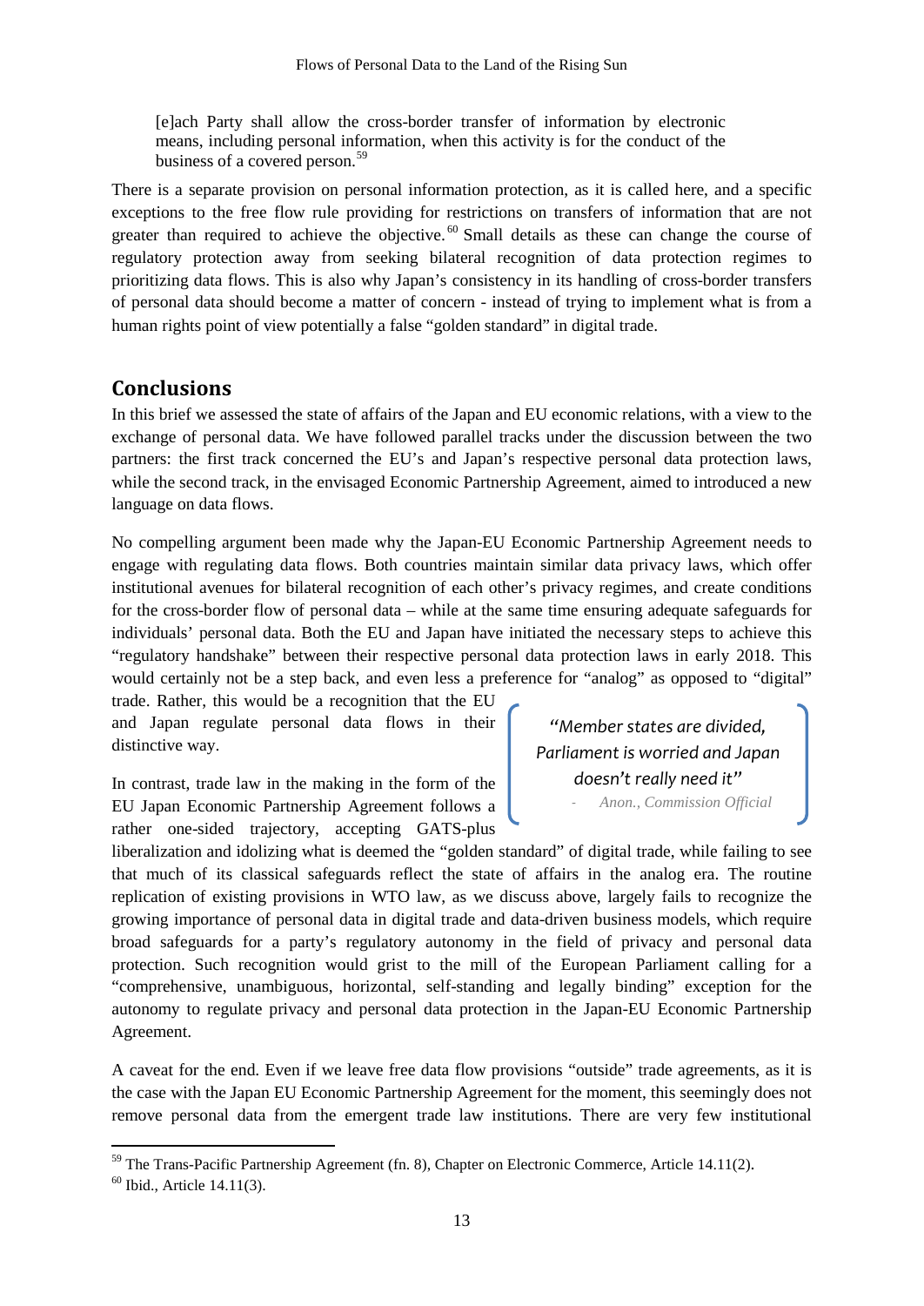> [e]ach Party shall allow the cross-border transfer of information by electronic means, including personal information, when this activity is for the conduct of the business of a covered person.[59]

There is a separate provision on personal information protection, as it is called here, and a specific exceptions to the free flow rule providing for restrictions on transfers of information that are not greater than required to achieve the objective.[60] Small details as these can change the course of regulatory protection away from seeking bilateral recognition of data protection regimes to prioritizing data flows. This is also why Japan's consistency in its handling of cross-border transfers of personal data should become a matter of concern - instead of trying to implement what is from a human rights point of view potentially a false "golden standard" in digital trade.

## Conclusions

In this brief we assessed the state of affairs of the Japan and EU economic relations, with a view to the exchange of personal data. We have followed parallel tracks under the discussion between the two partners: the first track concerned the EU's and Japan's respective personal data protection laws, while the second track, in the envisaged Economic Partnership Agreement, aimed to introduced a new language on data flows.

No compelling argument been made why the Japan-EU Economic Partnership Agreement needs to engage with regulating data flows. Both countries maintain similar data privacy laws, which offer institutional avenues for bilateral recognition of each other's privacy regimes, and create conditions for the cross-border flow of personal data – while at the same time ensuring adequate safeguards for individuals' personal data. Both the EU and Japan have initiated the necessary steps to achieve this "regulatory handshake" between their respective personal data protection laws in early 2018. This would certainly not be a step back, and even less a preference for "analog" as opposed to "digital" trade. Rather, this would be a recognition that the EU and Japan regulate personal data flows in their distinctive way.

> *"Member states are divided, Parliament is worried and Japan doesn't really need it"*
>
> - *Anon., Commission Official*

In contrast, trade law in the making in the form of the EU Japan Economic Partnership Agreement follows a rather one-sided trajectory, accepting GATS-plus liberalization and idolizing what is deemed the "golden standard" of digital trade, while failing to see that much of its classical safeguards reflect the state of affairs in the analog era. The routine replication of existing provisions in WTO law, as we discuss above, largely fails to recognize the growing importance of personal data in digital trade and data-driven business models, which require broad safeguards for a party's regulatory autonomy in the field of privacy and personal data protection. Such recognition would grist to the mill of the European Parliament calling for a "comprehensive, unambiguous, horizontal, self-standing and legally binding" exception for the autonomy to regulate privacy and personal data protection in the Japan-EU Economic Partnership Agreement.

A caveat for the end. Even if we leave free data flow provisions "outside" trade agreements, as it is the case with the Japan EU Economic Partnership Agreement for the moment, this seemingly does not remove personal data from the emergent trade law institutions. There are very few institutional

---

[59] The Trans-Pacific Partnership Agreement (fn. 8), Chapter on Electronic Commerce, Article 14.11(2).

[60] Ibid., Article 14.11(3).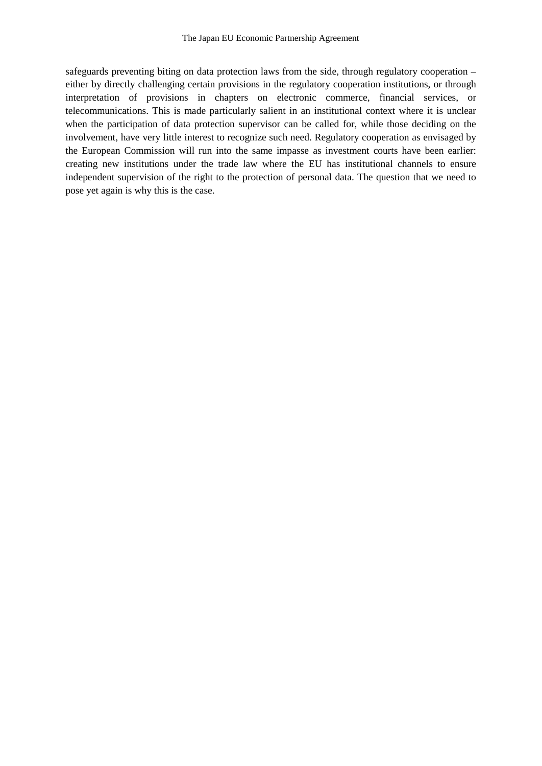safeguards preventing biting on data protection laws from the side, through regulatory cooperation – either by directly challenging certain provisions in the regulatory cooperation institutions, or through interpretation of provisions in chapters on electronic commerce, financial services, or telecommunications. This is made particularly salient in an institutional context where it is unclear when the participation of data protection supervisor can be called for, while those deciding on the involvement, have very little interest to recognize such need. Regulatory cooperation as envisaged by the European Commission will run into the same impasse as investment courts have been earlier: creating new institutions under the trade law where the EU has institutional channels to ensure independent supervision of the right to the protection of personal data. The question that we need to pose yet again is why this is the case.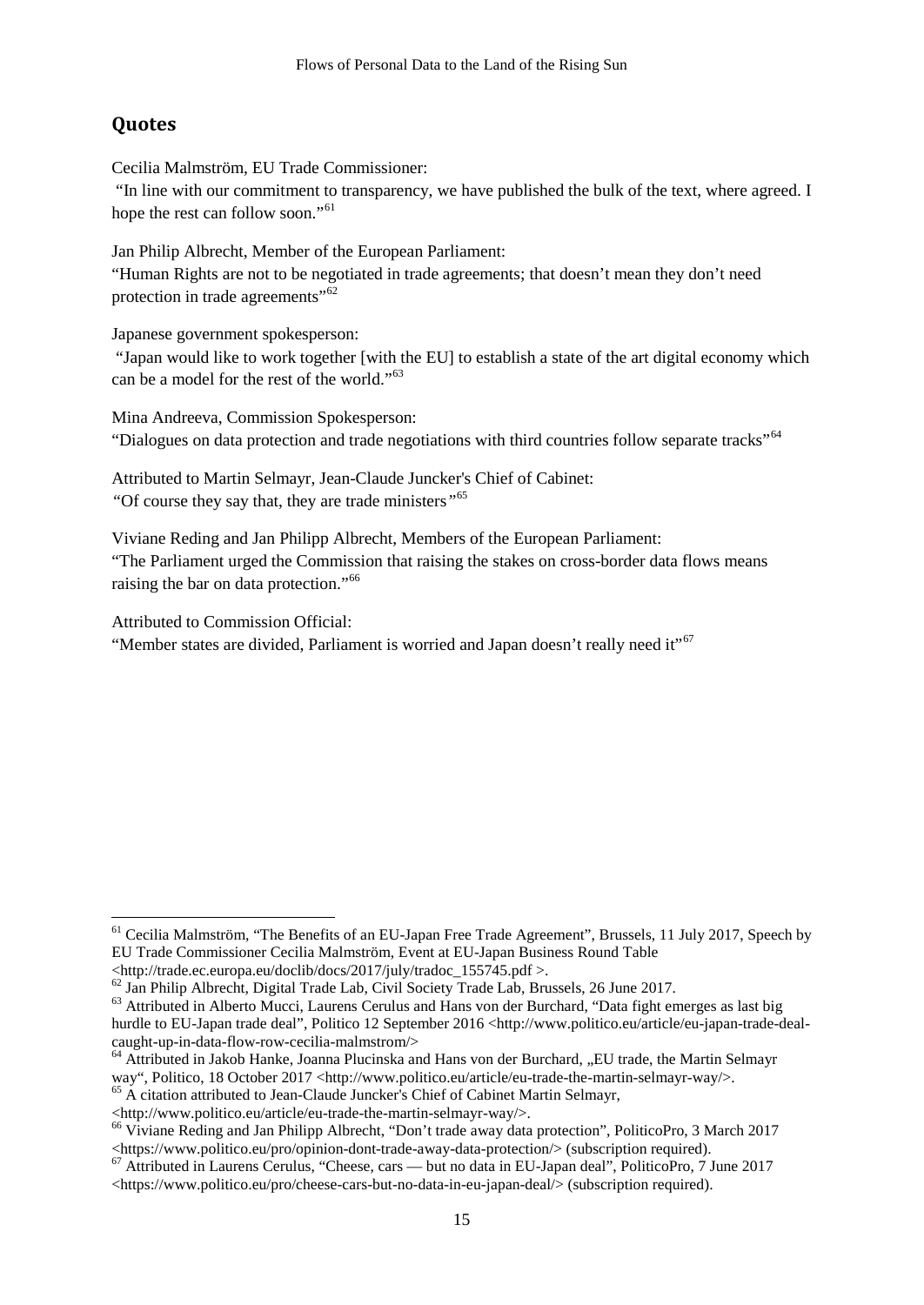## Quotes

Cecilia Malmström, EU Trade Commissioner:
"In line with our commitment to transparency, we have published the bulk of the text, where agreed. I hope the rest can follow soon."[61]

Jan Philip Albrecht, Member of the European Parliament:
"Human Rights are not to be negotiated in trade agreements; that doesn't mean they don't need protection in trade agreements"[62]

Japanese government spokesperson:
"Japan would like to work together [with the EU] to establish a state of the art digital economy which can be a model for the rest of the world."[63]

Mina Andreeva, Commission Spokesperson:
"Dialogues on data protection and trade negotiations with third countries follow separate tracks"[64]

Attributed to Martin Selmayr, Jean-Claude Juncker's Chief of Cabinet:
"Of course they say that, they are trade ministers"[65]

Viviane Reding and Jan Philipp Albrecht, Members of the European Parliament:
"The Parliament urged the Commission that raising the stakes on cross-border data flows means raising the bar on data protection."[66]

Attributed to Commission Official:
"Member states are divided, Parliament is worried and Japan doesn't really need it"[67]

---

[61] Cecilia Malmström, "The Benefits of an EU-Japan Free Trade Agreement", Brussels, 11 July 2017, Speech by EU Trade Commissioner Cecilia Malmström, Event at EU-Japan Business Round Table <http://trade.ec.europa.eu/doclib/docs/2017/july/tradoc_155745.pdf >.

[62] Jan Philip Albrecht, Digital Trade Lab, Civil Society Trade Lab, Brussels, 26 June 2017.

[63] Attributed in Alberto Mucci, Laurens Cerulus and Hans von der Burchard, "Data fight emerges as last big hurdle to EU-Japan trade deal", Politico 12 September 2016 <http://www.politico.eu/article/eu-japan-trade-deal-caught-up-in-data-flow-row-cecilia-malmstrom/>

[64] Attributed in Jakob Hanke, Joanna Plucinska and Hans von der Burchard, „EU trade, the Martin Selmayr way", Politico, 18 October 2017 <http://www.politico.eu/article/eu-trade-the-martin-selmayr-way/>.

[65] A citation attributed to Jean-Claude Juncker's Chief of Cabinet Martin Selmayr, <http://www.politico.eu/article/eu-trade-the-martin-selmayr-way/>.

[66] Viviane Reding and Jan Philipp Albrecht, "Don't trade away data protection", PoliticoPro, 3 March 2017 <https://www.politico.eu/pro/opinion-dont-trade-away-data-protection/> (subscription required).

[67] Attributed in Laurens Cerulus, "Cheese, cars — but no data in EU-Japan deal", PoliticoPro, 7 June 2017 <https://www.politico.eu/pro/cheese-cars-but-no-data-in-eu-japan-deal/> (subscription required).